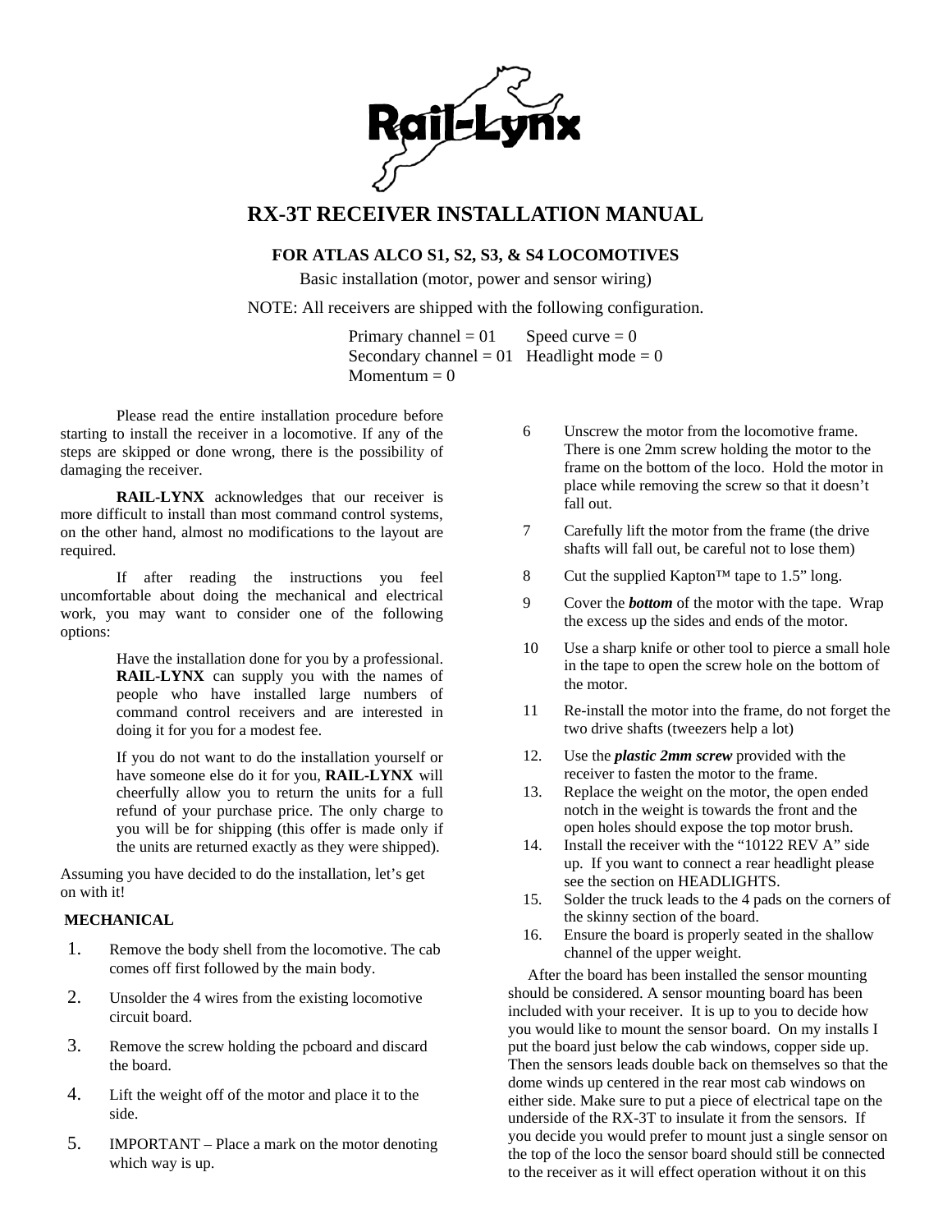# RX-3T RECEIVER INSTALLATION MANUAL

## FOR ATLAS ALCO S1, S2, S3, & S4 LOCOMOTIVES

Basic installation (motor, power and sensor wiring)

NOTE: All receivers are shipped with the following configuration.

Primary channel = 01 Speed curve = 0
Secondary channel = 01 Headlight mode = 0
Momentum = 0

Please read the entire installation procedure before starting to install the receiver in a locomotive. If any of the steps are skipped or done wrong, there is the possibility of damaging the receiver.

**RAIL-LYNX** acknowledges that our receiver is more difficult to install than most command control systems, on the other hand, almost no modifications to the layout are required.

If after reading the instructions you feel uncomfortable about doing the mechanical and electrical work, you may want to consider one of the following options:

> Have the installation done for you by a professional. **RAIL-LYNX** can supply you with the names of people who have installed large numbers of command control receivers and are interested in doing it for you for a modest fee.
>
> If you do not want to do the installation yourself or have someone else do it for you, **RAIL-LYNX** will cheerfully allow you to return the units for a full refund of your purchase price. The only charge to you will be for shipping (this offer is made only if the units are returned exactly as they were shipped).

Assuming you have decided to do the installation, let's get on with it!

### MECHANICAL

1. Remove the body shell from the locomotive. The cab comes off first followed by the main body.
2. Unsolder the 4 wires from the existing locomotive circuit board.
3. Remove the screw holding the pcboard and discard the board.
4. Lift the weight off of the motor and place it to the side.
5. IMPORTANT – Place a mark on the motor denoting which way is up.
6. Unscrew the motor from the locomotive frame. There is one 2mm screw holding the motor to the frame on the bottom of the loco. Hold the motor in place while removing the screw so that it doesn't fall out.
7. Carefully lift the motor from the frame (the drive shafts will fall out, be careful not to lose them)
8. Cut the supplied Kapton™ tape to 1.5" long.
9. Cover the ***bottom*** of the motor with the tape. Wrap the excess up the sides and ends of the motor.
10. Use a sharp knife or other tool to pierce a small hole in the tape to open the screw hole on the bottom of the motor.
11. Re-install the motor into the frame, do not forget the two drive shafts (tweezers help a lot)
12. Use the ***plastic 2mm screw*** provided with the receiver to fasten the motor to the frame.
13. Replace the weight on the motor, the open ended notch in the weight is towards the front and the open holes should expose the top motor brush.
14. Install the receiver with the "10122 REV A" side up. If you want to connect a rear headlight please see the section on HEADLIGHTS.
15. Solder the truck leads to the 4 pads on the corners of the skinny section of the board.
16. Ensure the board is properly seated in the shallow channel of the upper weight.

After the board has been installed the sensor mounting should be considered. A sensor mounting board has been included with your receiver. It is up to you to decide how you would like to mount the sensor board. On my installs I put the board just below the cab windows, copper side up. Then the sensors leads double back on themselves so that the dome winds up centered in the rear most cab windows on either side. Make sure to put a piece of electrical tape on the underside of the RX-3T to insulate it from the sensors. If you decide you would prefer to mount just a single sensor on the top of the loco the sensor board should still be connected to the receiver as it will effect operation without it on this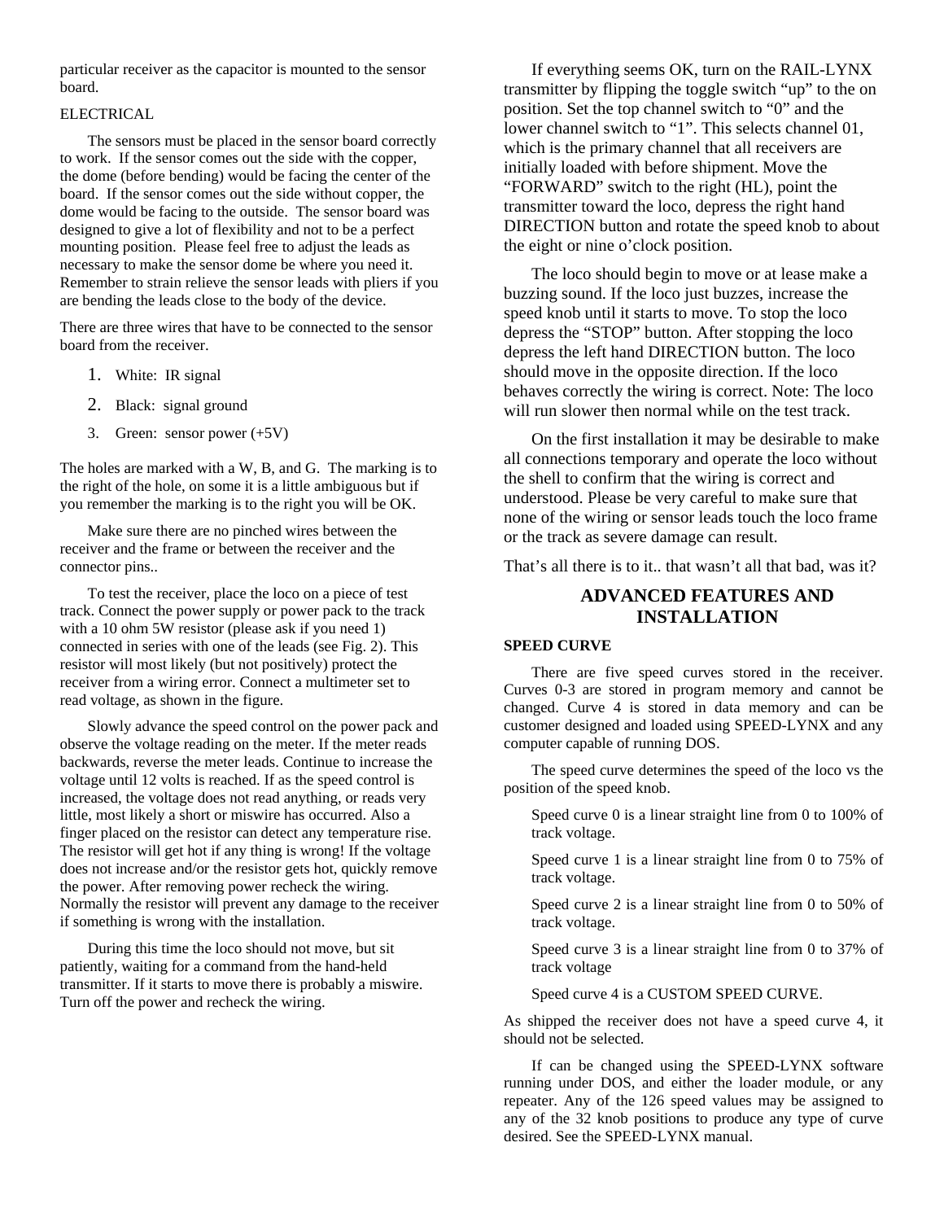particular receiver as the capacitor is mounted to the sensor board.

ELECTRICAL

The sensors must be placed in the sensor board correctly to work. If the sensor comes out the side with the copper, the dome (before bending) would be facing the center of the board. If the sensor comes out the side without copper, the dome would be facing to the outside. The sensor board was designed to give a lot of flexibility and not to be a perfect mounting position. Please feel free to adjust the leads as necessary to make the sensor dome be where you need it. Remember to strain relieve the sensor leads with pliers if you are bending the leads close to the body of the device.

There are three wires that have to be connected to the sensor board from the receiver.

1. White: IR signal
2. Black: signal ground
3. Green: sensor power (+5V)

The holes are marked with a W, B, and G. The marking is to the right of the hole, on some it is a little ambiguous but if you remember the marking is to the right you will be OK.

Make sure there are no pinched wires between the receiver and the frame or between the receiver and the connector pins..

To test the receiver, place the loco on a piece of test track. Connect the power supply or power pack to the track with a 10 ohm 5W resistor (please ask if you need 1) connected in series with one of the leads (see Fig. 2). This resistor will most likely (but not positively) protect the receiver from a wiring error. Connect a multimeter set to read voltage, as shown in the figure.

Slowly advance the speed control on the power pack and observe the voltage reading on the meter. If the meter reads backwards, reverse the meter leads. Continue to increase the voltage until 12 volts is reached. If as the speed control is increased, the voltage does not read anything, or reads very little, most likely a short or miswire has occurred. Also a finger placed on the resistor can detect any temperature rise. The resistor will get hot if any thing is wrong! If the voltage does not increase and/or the resistor gets hot, quickly remove the power. After removing power recheck the wiring. Normally the resistor will prevent any damage to the receiver if something is wrong with the installation.

During this time the loco should not move, but sit patiently, waiting for a command from the hand-held transmitter. If it starts to move there is probably a miswire. Turn off the power and recheck the wiring.

If everything seems OK, turn on the RAIL-LYNX transmitter by flipping the toggle switch "up" to the on position. Set the top channel switch to "0" and the lower channel switch to "1". This selects channel 01, which is the primary channel that all receivers are initially loaded with before shipment. Move the "FORWARD" switch to the right (HL), point the transmitter toward the loco, depress the right hand DIRECTION button and rotate the speed knob to about the eight or nine o'clock position.

The loco should begin to move or at lease make a buzzing sound. If the loco just buzzes, increase the speed knob until it starts to move. To stop the loco depress the "STOP" button. After stopping the loco depress the left hand DIRECTION button. The loco should move in the opposite direction. If the loco behaves correctly the wiring is correct. Note: The loco will run slower then normal while on the test track.

On the first installation it may be desirable to make all connections temporary and operate the loco without the shell to confirm that the wiring is correct and understood. Please be very careful to make sure that none of the wiring or sensor leads touch the loco frame or the track as severe damage can result.

That's all there is to it.. that wasn't all that bad, was it?

## ADVANCED FEATURES AND INSTALLATION

**SPEED CURVE**

There are five speed curves stored in the receiver. Curves 0-3 are stored in program memory and cannot be changed. Curve 4 is stored in data memory and can be customer designed and loaded using SPEED-LYNX and any computer capable of running DOS.

The speed curve determines the speed of the loco vs the position of the speed knob.

Speed curve 0 is a linear straight line from 0 to 100% of track voltage.

Speed curve 1 is a linear straight line from 0 to 75% of track voltage.

Speed curve 2 is a linear straight line from 0 to 50% of track voltage.

Speed curve 3 is a linear straight line from 0 to 37% of track voltage

Speed curve 4 is a CUSTOM SPEED CURVE.

As shipped the receiver does not have a speed curve 4, it should not be selected.

If can be changed using the SPEED-LYNX software running under DOS, and either the loader module, or any repeater. Any of the 126 speed values may be assigned to any of the 32 knob positions to produce any type of curve desired. See the SPEED-LYNX manual.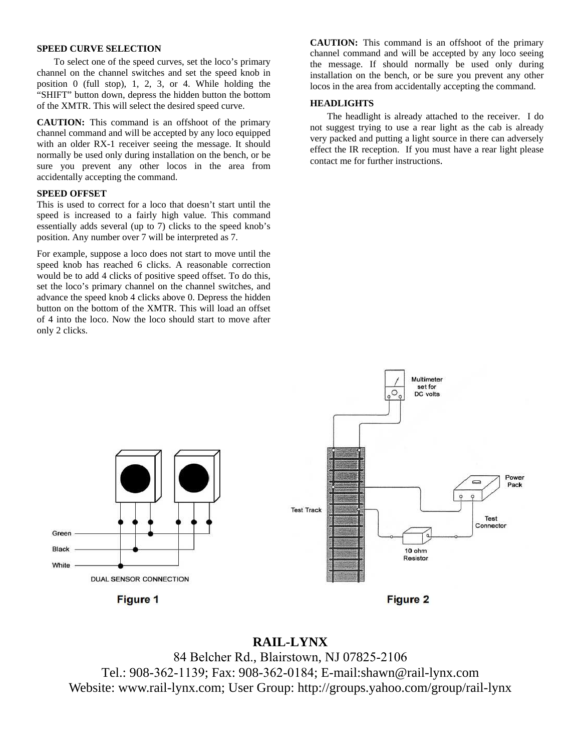### SPEED CURVE SELECTION

To select one of the speed curves, set the loco's primary channel on the channel switches and set the speed knob in position 0 (full stop), 1, 2, 3, or 4. While holding the "SHIFT" button down, depress the hidden button the bottom of the XMTR. This will select the desired speed curve.

**CAUTION:** This command is an offshoot of the primary channel command and will be accepted by any loco equipped with an older RX-1 receiver seeing the message. It should normally be used only during installation on the bench, or be sure you prevent any other locos in the area from accidentally accepting the command.

### SPEED OFFSET

This is used to correct for a loco that doesn't start until the speed is increased to a fairly high value. This command essentially adds several (up to 7) clicks to the speed knob's position. Any number over 7 will be interpreted as 7.

For example, suppose a loco does not start to move until the speed knob has reached 6 clicks. A reasonable correction would be to add 4 clicks of positive speed offset. To do this, set the loco's primary channel on the channel switches, and advance the speed knob 4 clicks above 0. Depress the hidden button on the bottom of the XMTR. This will load an offset of 4 into the loco. Now the loco should start to move after only 2 clicks.

**CAUTION:** This command is an offshoot of the primary channel command and will be accepted by any loco seeing the message. If should normally be used only during installation on the bench, or be sure you prevent any other locos in the area from accidentally accepting the command.

### HEADLIGHTS

The headlight is already attached to the receiver. I do not suggest trying to use a rear light as the cab is already very packed and putting a light source in there can adversely effect the IR reception. If you must have a rear light please contact me for further instructions.

Green
Black
White
DUAL SENSOR CONNECTION

**Figure 1**

Multimeter set for DC volts
Power Pack
Test Track
Test Connector
10 ohm Resistor

**Figure 2**

**RAIL-LYNX**
84 Belcher Rd., Blairstown, NJ 07825-2106
Tel.: 908-362-1139; Fax: 908-362-0184; E-mail:shawn@rail-lynx.com
Website: www.rail-lynx.com; User Group: http://groups.yahoo.com/group/rail-lynx